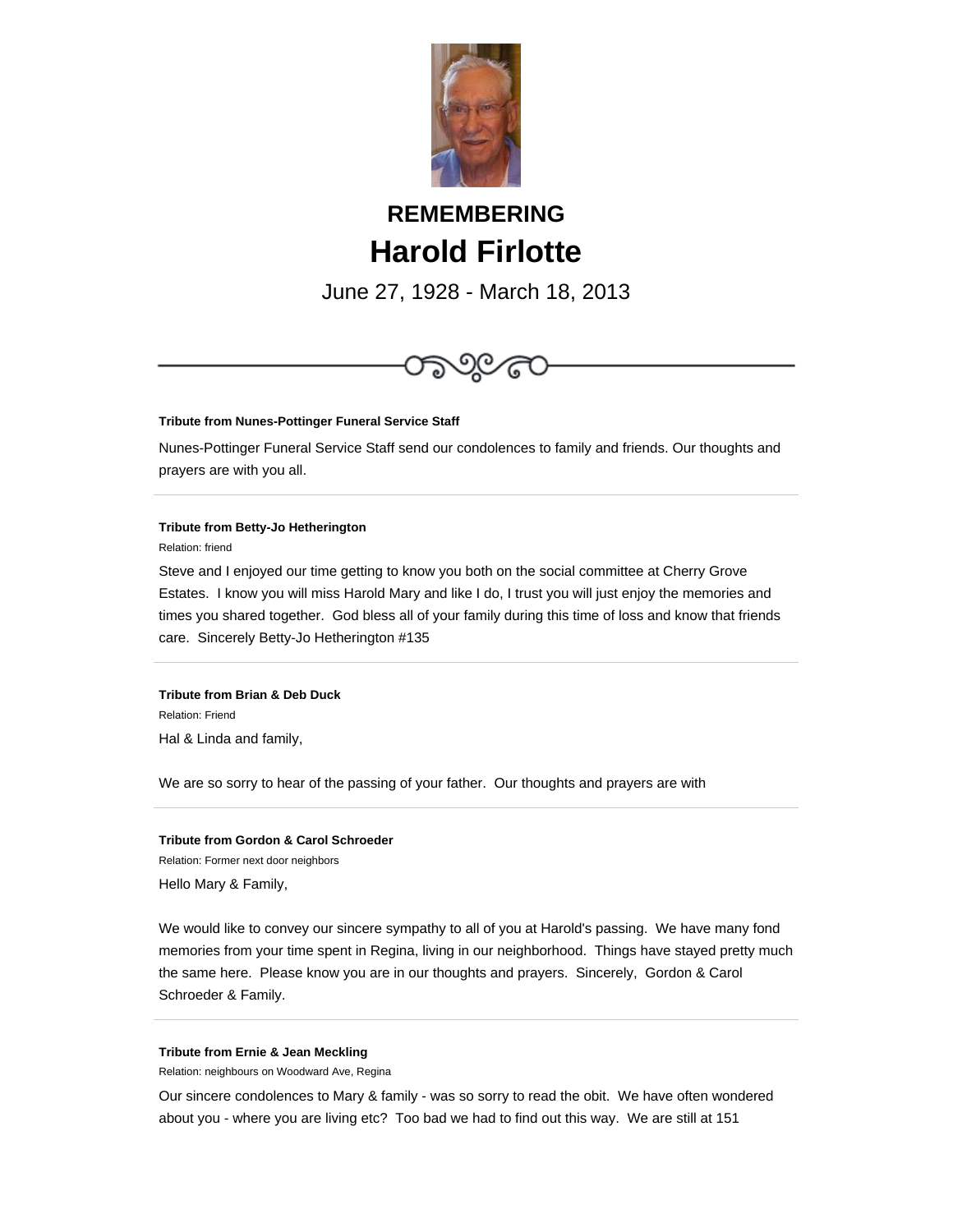# REMEMBERING

# Harold Firlotte

June 27, 1928 - March 18, 2013

---

**Tribute from Nunes-Pottinger Funeral Service Staff**

Nunes-Pottinger Funeral Service Staff send our condolences to family and friends. Our thoughts and prayers are with you all.

---

**Tribute from Betty-Jo Hetherington**

Relation: friend

Steve and I enjoyed our time getting to know you both on the social committee at Cherry Grove Estates. I know you will miss Harold Mary and like I do, I trust you will just enjoy the memories and times you shared together. God bless all of your family during this time of loss and know that friends care. Sincerely Betty-Jo Hetherington #135

---

**Tribute from Brian & Deb Duck**

Relation: Friend

Hal & Linda and family,

We are so sorry to hear of the passing of your father. Our thoughts and prayers are with

---

**Tribute from Gordon & Carol Schroeder**

Relation: Former next door neighbors

Hello Mary & Family,

We would like to convey our sincere sympathy to all of you at Harold's passing. We have many fond memories from your time spent in Regina, living in our neighborhood. Things have stayed pretty much the same here. Please know you are in our thoughts and prayers. Sincerely, Gordon & Carol Schroeder & Family.

---

**Tribute from Ernie & Jean Meckling**

Relation: neighbours on Woodward Ave, Regina

Our sincere condolences to Mary & family - was so sorry to read the obit. We have often wondered about you - where you are living etc? Too bad we had to find out this way. We are still at 151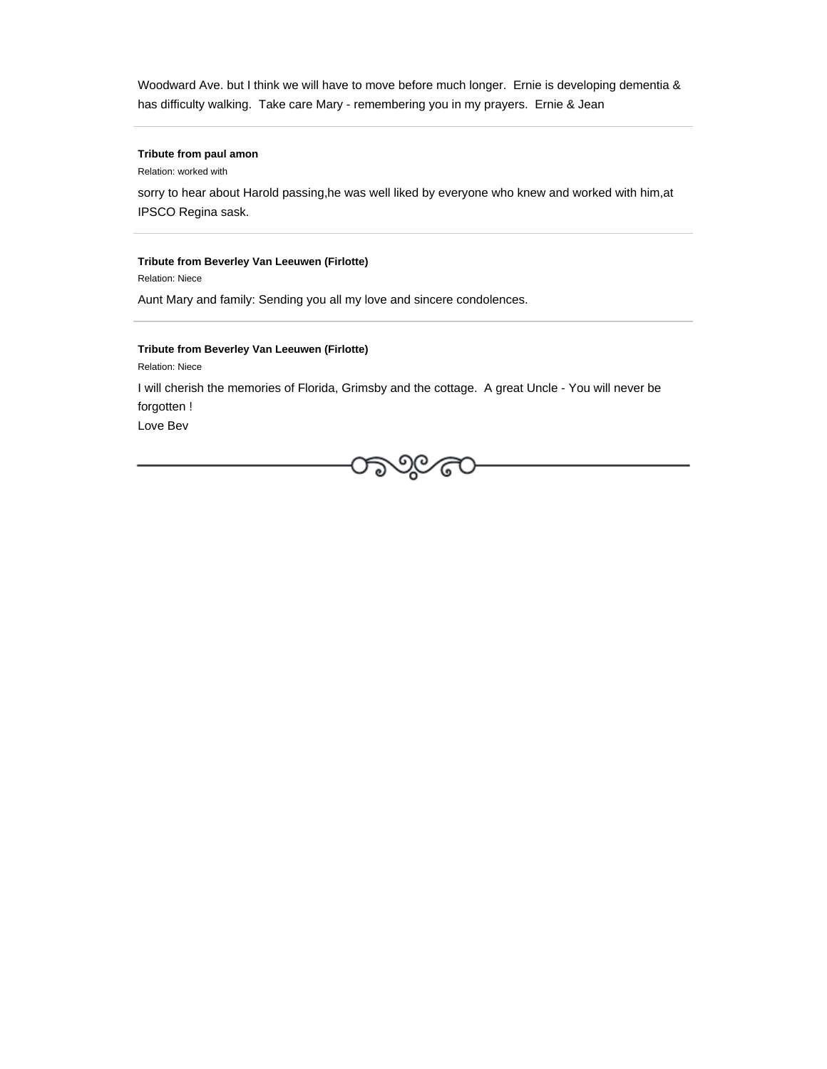Woodward Ave. but I think we will have to move before much longer.  Ernie is developing dementia & has difficulty walking.  Take care Mary - remembering you in my prayers.  Ernie & Jean

---

**Tribute from paul amon**

Relation: worked with

sorry to hear about Harold passing,he was well liked by everyone who knew and worked with him,at IPSCO Regina sask.

---

**Tribute from Beverley Van Leeuwen (Firlotte)**

Relation: Niece

Aunt Mary and family: Sending you all my love and sincere condolences.

---

**Tribute from Beverley Van Leeuwen (Firlotte)**

Relation: Niece

I will cherish the memories of Florida, Grimsby and the cottage.  A great Uncle - You will never be forgotten !
Love Bev